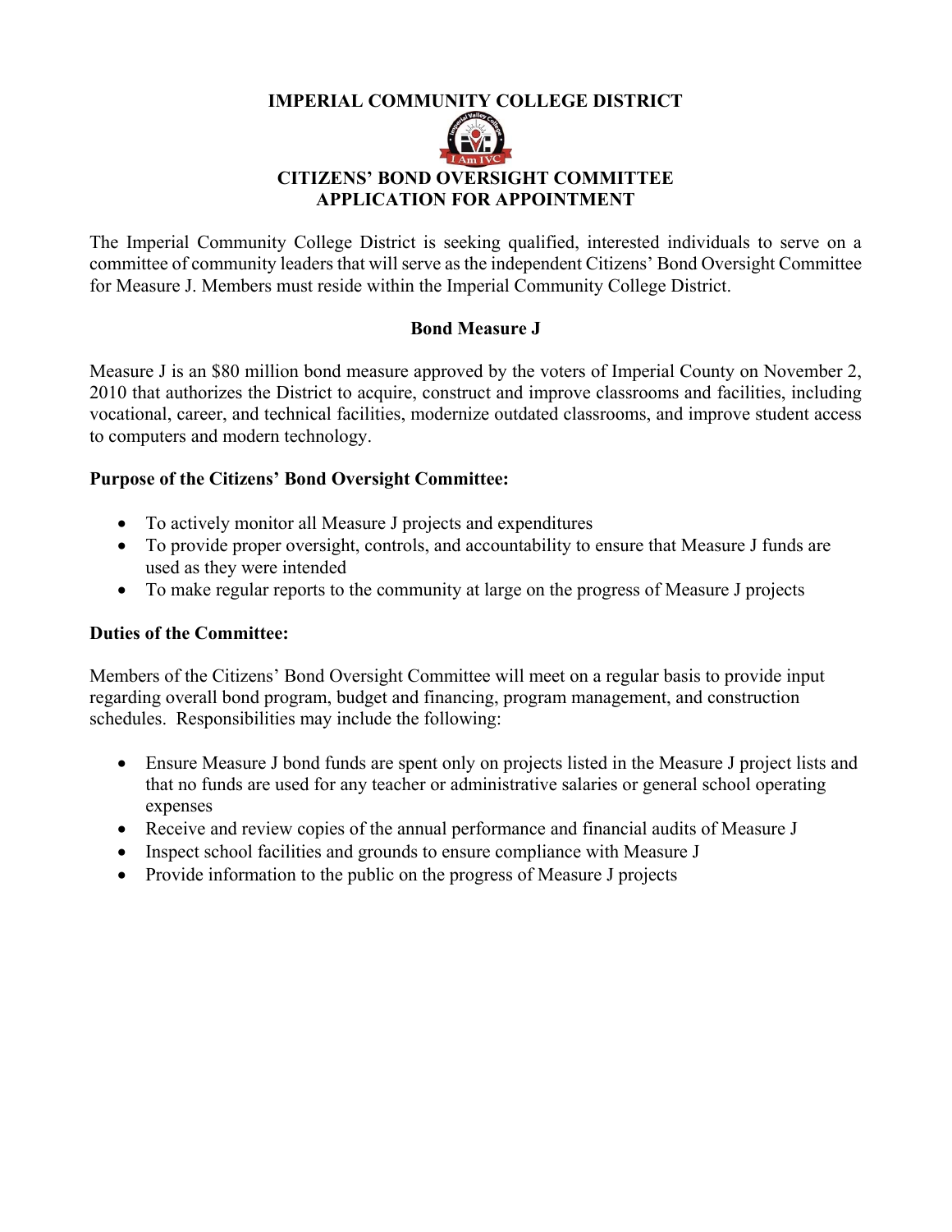# IMPERIAL COMMUNITY COLLEGE DISTRICT

## CITIZENS' BOND OVERSIGHT COMMITTEE
## APPLICATION FOR APPOINTMENT

The Imperial Community College District is seeking qualified, interested individuals to serve on a committee of community leaders that will serve as the independent Citizens' Bond Oversight Committee for Measure J. Members must reside within the Imperial Community College District.

### Bond Measure J

Measure J is an $80 million bond measure approved by the voters of Imperial County on November 2, 2010 that authorizes the District to acquire, construct and improve classrooms and facilities, including vocational, career, and technical facilities, modernize outdated classrooms, and improve student access to computers and modern technology.

**Purpose of the Citizens' Bond Oversight Committee:**

- To actively monitor all Measure J projects and expenditures
- To provide proper oversight, controls, and accountability to ensure that Measure J funds are used as they were intended
- To make regular reports to the community at large on the progress of Measure J projects

**Duties of the Committee:**

Members of the Citizens' Bond Oversight Committee will meet on a regular basis to provide input regarding overall bond program, budget and financing, program management, and construction schedules. Responsibilities may include the following:

- Ensure Measure J bond funds are spent only on projects listed in the Measure J project lists and that no funds are used for any teacher or administrative salaries or general school operating expenses
- Receive and review copies of the annual performance and financial audits of Measure J
- Inspect school facilities and grounds to ensure compliance with Measure J
- Provide information to the public on the progress of Measure J projects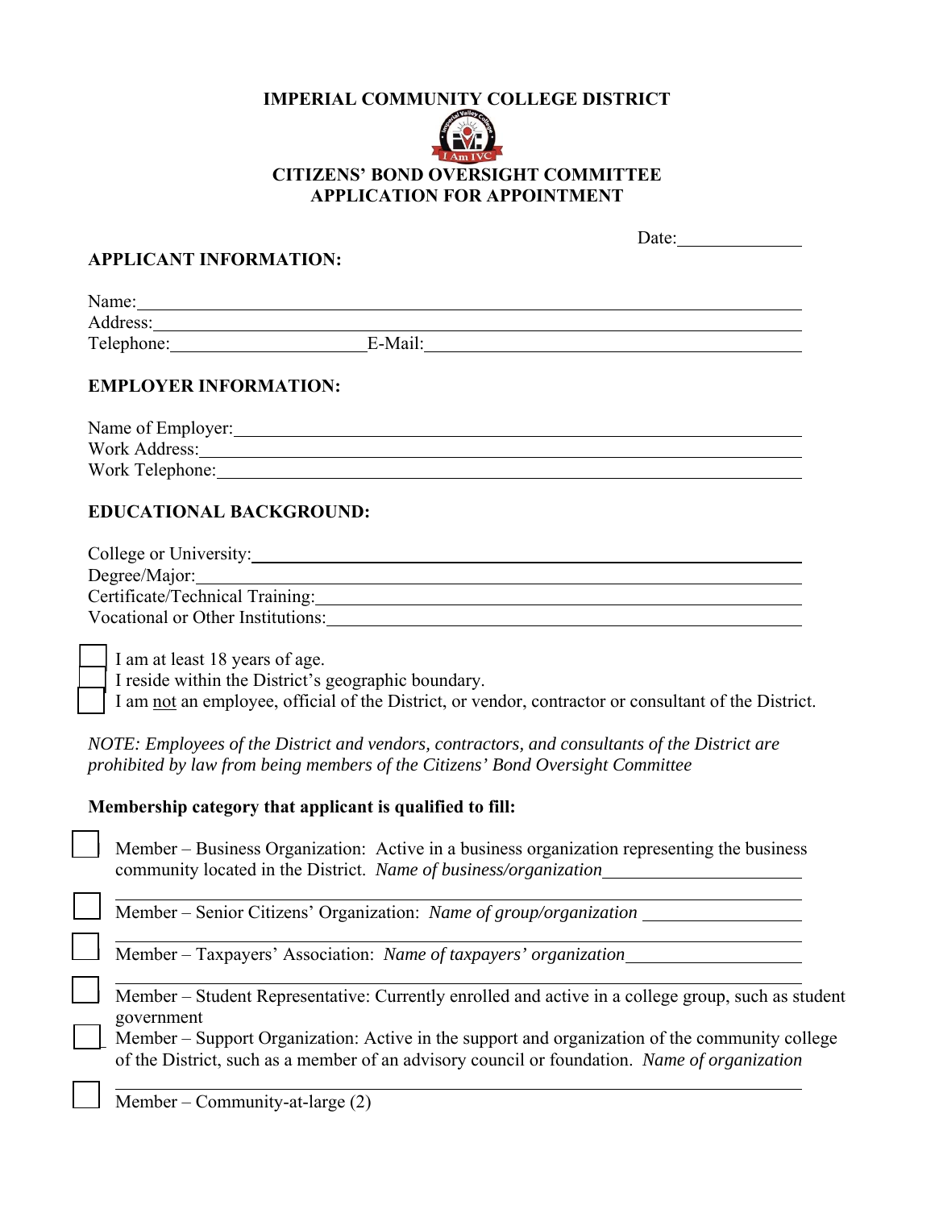**IMPERIAL COMMUNITY COLLEGE DISTRICT**

**CITIZENS' BOND OVERSIGHT COMMITTEE**
**APPLICATION FOR APPOINTMENT**

Date:______________

**APPLICANT INFORMATION:**

Name:______________________________________________________________

Address:____________________________________________________________

Telephone:______________________ E-Mail:_____________________________

**EMPLOYER INFORMATION:**

Name of Employer:___________________________________________________

Work Address:_______________________________________________________

Work Telephone:_____________________________________________________

**EDUCATIONAL BACKGROUND:**

College or University:_______________________________________________

Degree/Major:_______________________________________________________

Certificate/Technical Training:________________________________________

Vocational or Other Institutions:______________________________________

- [ ] I am at least 18 years of age.
- [ ] I reside within the District's geographic boundary.
- [ ] I am not an employee, official of the District, or vendor, contractor or consultant of the District.

*NOTE: Employees of the District and vendors, contractors, and consultants of the District are prohibited by law from being members of the Citizens' Bond Oversight Committee*

**Membership category that applicant is qualified to fill:**

- [ ] Member – Business Organization: Active in a business organization representing the business community located in the District. *Name of business/organization*______________________
______________________________________________________________________
- [ ] Member – Senior Citizens' Organization: *Name of group/organization* ________________
______________________________________________________________________
- [ ] Member – Taxpayers' Association: *Name of taxpayers' organization*__________________
______________________________________________________________________
- [ ] Member – Student Representative: Currently enrolled and active in a college group, such as student government
- [ ] Member – Support Organization: Active in the support and organization of the community college of the District, such as a member of an advisory council or foundation. *Name of organization*
______________________________________________________________________
- [ ] Member – Community-at-large (2)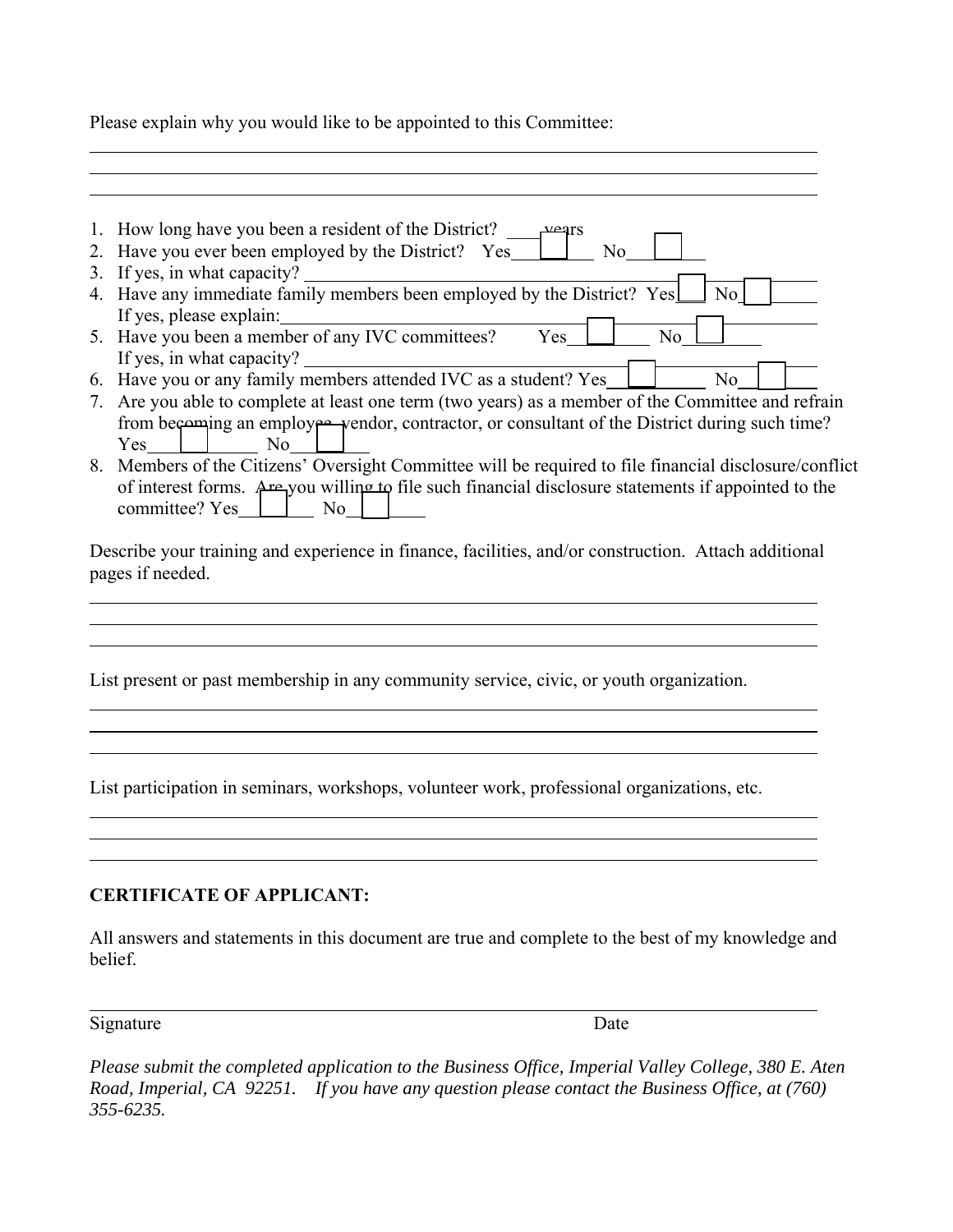Please explain why you would like to be appointed to this Committee:

\_\_\_\_\_\_\_\_\_\_\_\_\_\_\_\_\_\_\_\_\_\_\_\_\_\_\_\_\_\_\_\_\_\_\_\_\_\_\_\_\_\_\_\_\_\_\_\_\_\_\_\_\_\_\_\_\_\_\_\_\_\_\_\_\_\_\_\_\_\_\_\_

\_\_\_\_\_\_\_\_\_\_\_\_\_\_\_\_\_\_\_\_\_\_\_\_\_\_\_\_\_\_\_\_\_\_\_\_\_\_\_\_\_\_\_\_\_\_\_\_\_\_\_\_\_\_\_\_\_\_\_\_\_\_\_\_\_\_\_\_\_\_\_\_

\_\_\_\_\_\_\_\_\_\_\_\_\_\_\_\_\_\_\_\_\_\_\_\_\_\_\_\_\_\_\_\_\_\_\_\_\_\_\_\_\_\_\_\_\_\_\_\_\_\_\_\_\_\_\_\_\_\_\_\_\_\_\_\_\_\_\_\_\_\_\_\_

1. How long have you been a resident of the District? \_\_\_\_ years
2. Have you ever been employed by the District? Yes ☐ No ☐
3. If yes, in what capacity? \_\_\_\_\_\_\_\_\_\_\_\_\_\_\_\_\_\_\_\_\_\_\_\_\_\_\_\_\_\_\_\_\_\_\_\_\_\_\_\_\_\_\_\_
4. Have any immediate family members been employed by the District? Yes ☐ No ☐
   If yes, please explain: \_\_\_\_\_\_\_\_\_\_\_\_\_\_\_\_\_\_\_\_\_\_\_\_\_\_\_\_\_\_\_\_\_\_\_\_\_\_\_\_\_\_\_\_
5. Have you been a member of any IVC committees? Yes ☐ No ☐
   If yes, in what capacity? \_\_\_\_\_\_\_\_\_\_\_\_\_\_\_\_\_\_\_\_\_\_\_\_\_\_\_\_\_\_\_\_\_\_\_\_\_\_\_\_\_\_\_\_
6. Have you or any family members attended IVC as a student? Yes ☐ No ☐
7. Are you able to complete at least one term (two years) as a member of the Committee and refrain from becoming an employee, vendor, contractor, or consultant of the District during such time? Yes ☐ No ☐
8. Members of the Citizens' Oversight Committee will be required to file financial disclosure/conflict of interest forms. Are you willing to file such financial disclosure statements if appointed to the committee? Yes ☐ No ☐

Describe your training and experience in finance, facilities, and/or construction. Attach additional pages if needed.

\_\_\_\_\_\_\_\_\_\_\_\_\_\_\_\_\_\_\_\_\_\_\_\_\_\_\_\_\_\_\_\_\_\_\_\_\_\_\_\_\_\_\_\_\_\_\_\_\_\_\_\_\_\_\_\_\_\_\_\_\_\_\_\_\_\_\_\_\_\_\_\_

\_\_\_\_\_\_\_\_\_\_\_\_\_\_\_\_\_\_\_\_\_\_\_\_\_\_\_\_\_\_\_\_\_\_\_\_\_\_\_\_\_\_\_\_\_\_\_\_\_\_\_\_\_\_\_\_\_\_\_\_\_\_\_\_\_\_\_\_\_\_\_\_

\_\_\_\_\_\_\_\_\_\_\_\_\_\_\_\_\_\_\_\_\_\_\_\_\_\_\_\_\_\_\_\_\_\_\_\_\_\_\_\_\_\_\_\_\_\_\_\_\_\_\_\_\_\_\_\_\_\_\_\_\_\_\_\_\_\_\_\_\_\_\_\_

List present or past membership in any community service, civic, or youth organization.

\_\_\_\_\_\_\_\_\_\_\_\_\_\_\_\_\_\_\_\_\_\_\_\_\_\_\_\_\_\_\_\_\_\_\_\_\_\_\_\_\_\_\_\_\_\_\_\_\_\_\_\_\_\_\_\_\_\_\_\_\_\_\_\_\_\_\_\_\_\_\_\_

\_\_\_\_\_\_\_\_\_\_\_\_\_\_\_\_\_\_\_\_\_\_\_\_\_\_\_\_\_\_\_\_\_\_\_\_\_\_\_\_\_\_\_\_\_\_\_\_\_\_\_\_\_\_\_\_\_\_\_\_\_\_\_\_\_\_\_\_\_\_\_\_

\_\_\_\_\_\_\_\_\_\_\_\_\_\_\_\_\_\_\_\_\_\_\_\_\_\_\_\_\_\_\_\_\_\_\_\_\_\_\_\_\_\_\_\_\_\_\_\_\_\_\_\_\_\_\_\_\_\_\_\_\_\_\_\_\_\_\_\_\_\_\_\_

List participation in seminars, workshops, volunteer work, professional organizations, etc.

\_\_\_\_\_\_\_\_\_\_\_\_\_\_\_\_\_\_\_\_\_\_\_\_\_\_\_\_\_\_\_\_\_\_\_\_\_\_\_\_\_\_\_\_\_\_\_\_\_\_\_\_\_\_\_\_\_\_\_\_\_\_\_\_\_\_\_\_\_\_\_\_

\_\_\_\_\_\_\_\_\_\_\_\_\_\_\_\_\_\_\_\_\_\_\_\_\_\_\_\_\_\_\_\_\_\_\_\_\_\_\_\_\_\_\_\_\_\_\_\_\_\_\_\_\_\_\_\_\_\_\_\_\_\_\_\_\_\_\_\_\_\_\_\_

\_\_\_\_\_\_\_\_\_\_\_\_\_\_\_\_\_\_\_\_\_\_\_\_\_\_\_\_\_\_\_\_\_\_\_\_\_\_\_\_\_\_\_\_\_\_\_\_\_\_\_\_\_\_\_\_\_\_\_\_\_\_\_\_\_\_\_\_\_\_\_\_

**CERTIFICATE OF APPLICANT:**

All answers and statements in this document are true and complete to the best of my knowledge and belief.

\_\_\_\_\_\_\_\_\_\_\_\_\_\_\_\_\_\_\_\_\_\_\_\_\_\_\_\_\_\_\_\_\_\_\_\_\_\_\_\_\_\_\_\_\_\_\_\_\_\_\_\_\_\_\_\_\_\_\_\_\_\_\_\_\_\_\_\_\_\_\_\_

Signature Date

*Please submit the completed application to the Business Office, Imperial Valley College, 380 E. Aten Road, Imperial, CA 92251. If you have any question please contact the Business Office, at (760) 355-6235.*